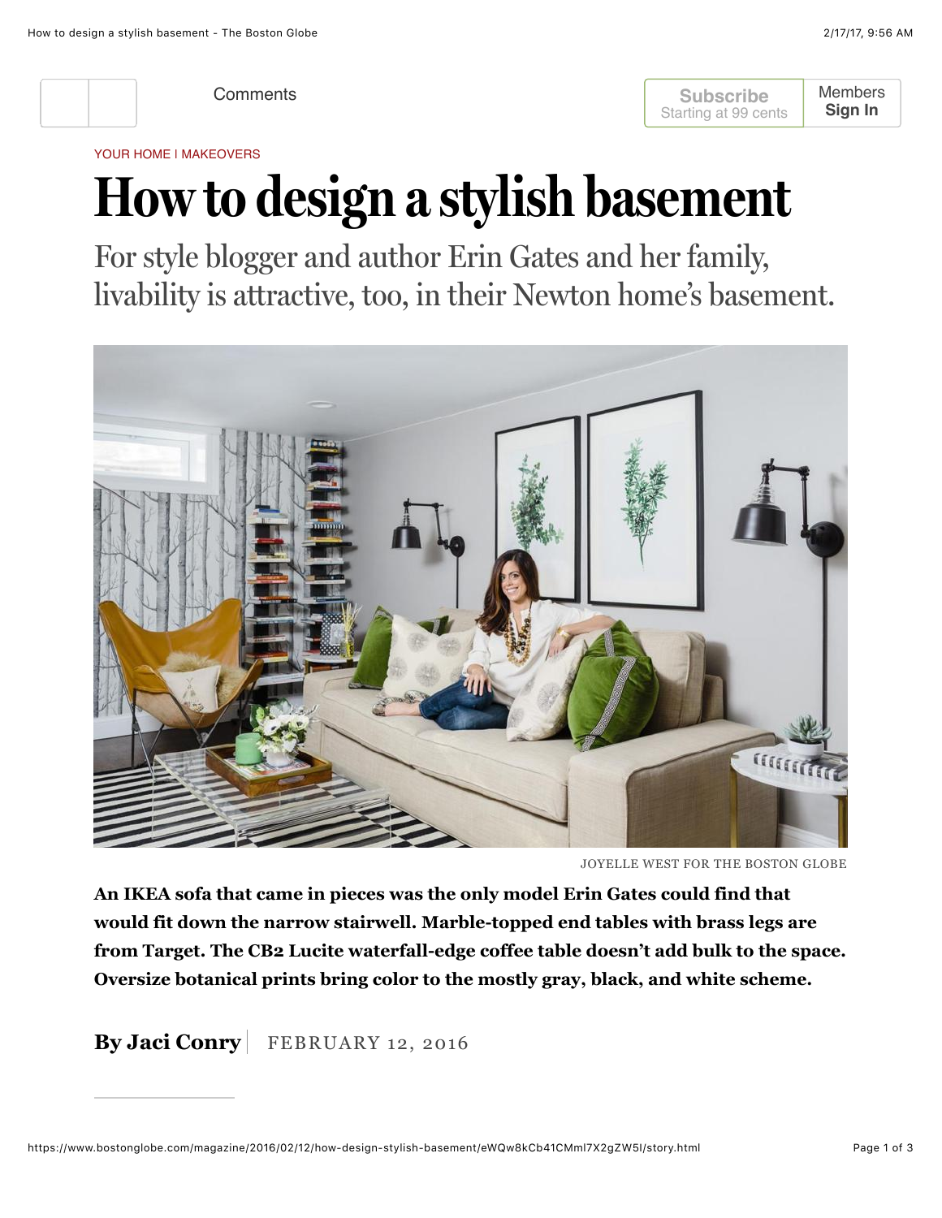YOUR HOME | MAKEOVERS

# How to design a stylish basement

For style blogger and author Erin Gates and her family, livability is attractive, too, in their Newton home's basement.

JOYELLE WEST FOR THE BOSTON GLOBE

**An IKEA sofa that came in pieces was the only model Erin Gates could find that would fit down the narrow stairwell. Marble-topped end tables with brass legs are from Target. The CB2 Lucite waterfall-edge coffee table doesn't add bulk to the space. Oversize botanical prints bring color to the mostly gray, black, and white scheme.**

**By Jaci Conry** | FEBRUARY 12, 2016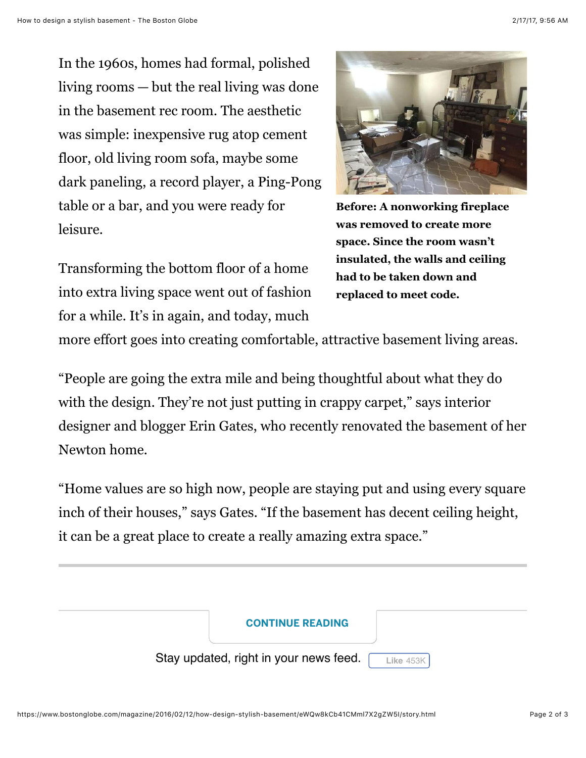In the 1960s, homes had formal, polished living rooms — but the real living was done in the basement rec room. The aesthetic was simple: inexpensive rug atop cement floor, old living room sofa, maybe some dark paneling, a record player, a Ping-Pong table or a bar, and you were ready for leisure.

**Before: A nonworking fireplace was removed to create more space. Since the room wasn't insulated, the walls and ceiling had to be taken down and replaced to meet code.**

Transforming the bottom floor of a home into extra living space went out of fashion for a while. It's in again, and today, much more effort goes into creating comfortable, attractive basement living areas.

"People are going the extra mile and being thoughtful about what they do with the design. They're not just putting in crappy carpet," says interior designer and blogger Erin Gates, who recently renovated the basement of her Newton home.

"Home values are so high now, people are staying put and using every square inch of their houses," says Gates. "If the basement has decent ceiling height, it can be a great place to create a really amazing extra space."

CONTINUE READING

Stay updated, right in your news feed. Like 453K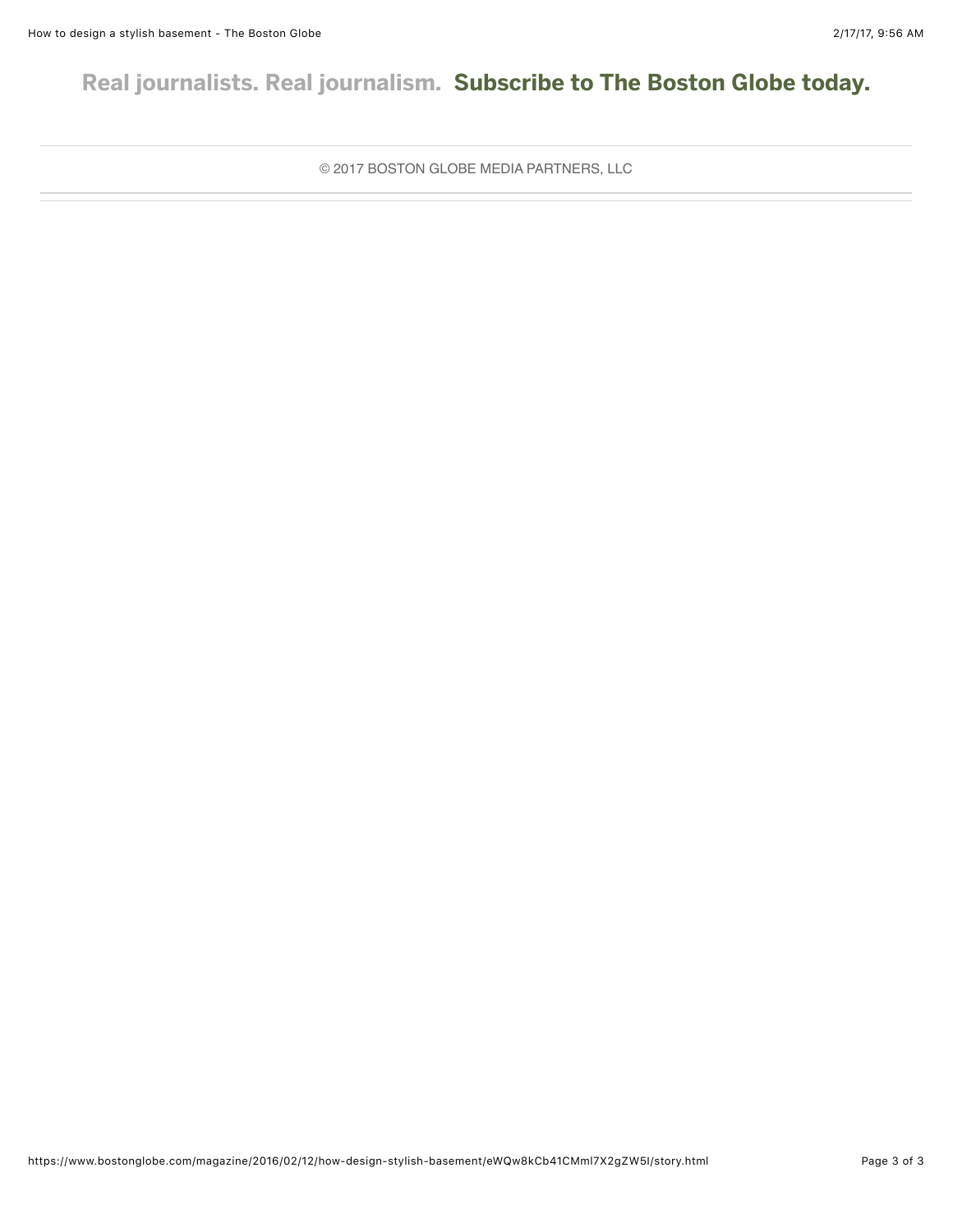**Real journalists. Real journalism. Subscribe to The Boston Globe today.**

© 2017 BOSTON GLOBE MEDIA PARTNERS, LLC